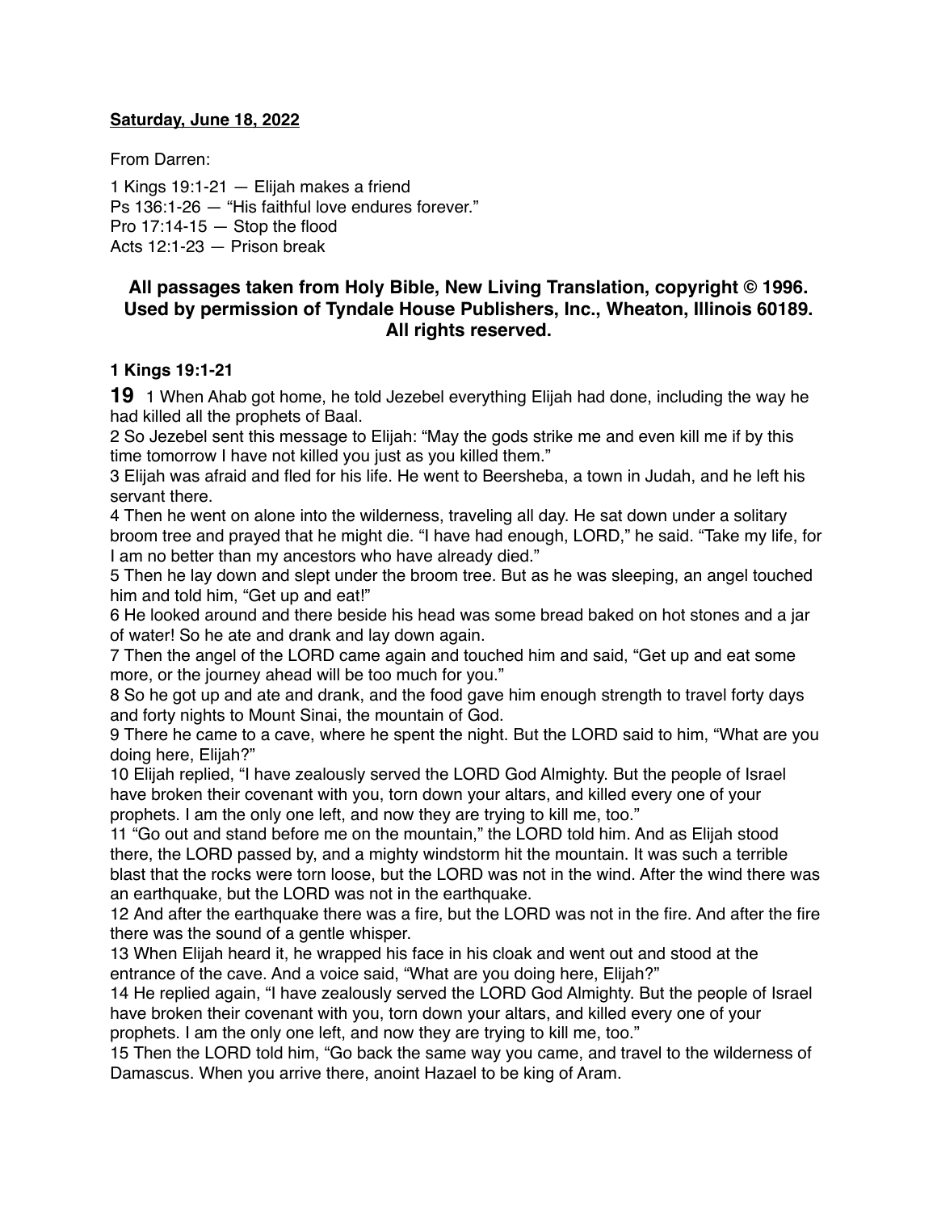**Saturday, June 18, 2022**

From Darren:

1 Kings 19:1-21 — Elijah makes a friend
Ps 136:1-26 — "His faithful love endures forever."
Pro 17:14-15 — Stop the flood
Acts 12:1-23 — Prison break

**All passages taken from Holy Bible, New Living Translation, copyright © 1996. Used by permission of Tyndale House Publishers, Inc., Wheaton, Illinois 60189. All rights reserved.**

**1 Kings 19:1-21**

**19** 1 When Ahab got home, he told Jezebel everything Elijah had done, including the way he had killed all the prophets of Baal.
2 So Jezebel sent this message to Elijah: "May the gods strike me and even kill me if by this time tomorrow I have not killed you just as you killed them."
3 Elijah was afraid and fled for his life. He went to Beersheba, a town in Judah, and he left his servant there.
4 Then he went on alone into the wilderness, traveling all day. He sat down under a solitary broom tree and prayed that he might die. "I have had enough, LORD," he said. "Take my life, for I am no better than my ancestors who have already died."
5 Then he lay down and slept under the broom tree. But as he was sleeping, an angel touched him and told him, "Get up and eat!"
6 He looked around and there beside his head was some bread baked on hot stones and a jar of water! So he ate and drank and lay down again.
7 Then the angel of the LORD came again and touched him and said, "Get up and eat some more, or the journey ahead will be too much for you."
8 So he got up and ate and drank, and the food gave him enough strength to travel forty days and forty nights to Mount Sinai, the mountain of God.
9 There he came to a cave, where he spent the night. But the LORD said to him, "What are you doing here, Elijah?"
10 Elijah replied, "I have zealously served the LORD God Almighty. But the people of Israel have broken their covenant with you, torn down your altars, and killed every one of your prophets. I am the only one left, and now they are trying to kill me, too."
11 "Go out and stand before me on the mountain," the LORD told him. And as Elijah stood there, the LORD passed by, and a mighty windstorm hit the mountain. It was such a terrible blast that the rocks were torn loose, but the LORD was not in the wind. After the wind there was an earthquake, but the LORD was not in the earthquake.
12 And after the earthquake there was a fire, but the LORD was not in the fire. And after the fire there was the sound of a gentle whisper.
13 When Elijah heard it, he wrapped his face in his cloak and went out and stood at the entrance of the cave. And a voice said, "What are you doing here, Elijah?"
14 He replied again, "I have zealously served the LORD God Almighty. But the people of Israel have broken their covenant with you, torn down your altars, and killed every one of your prophets. I am the only one left, and now they are trying to kill me, too."
15 Then the LORD told him, "Go back the same way you came, and travel to the wilderness of Damascus. When you arrive there, anoint Hazael to be king of Aram.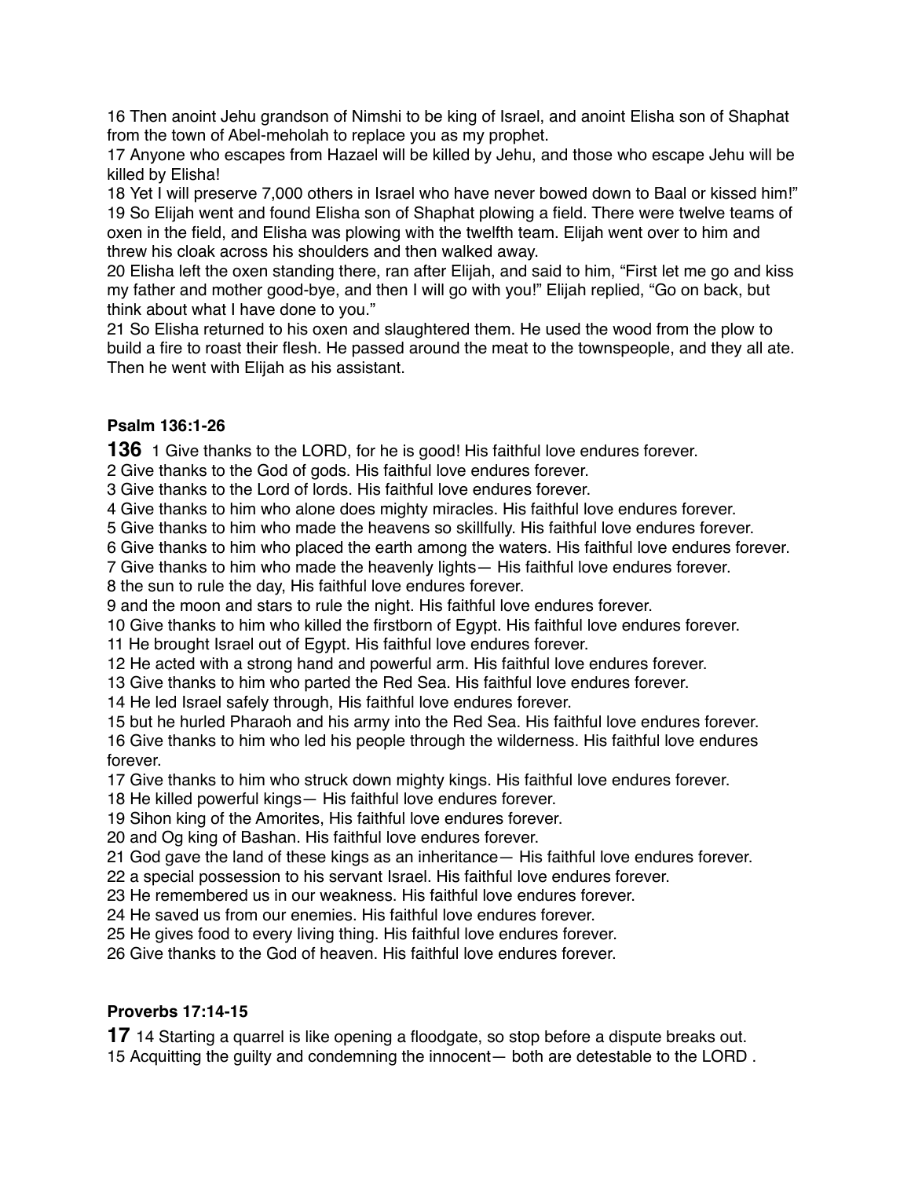16 Then anoint Jehu grandson of Nimshi to be king of Israel, and anoint Elisha son of Shaphat from the town of Abel-meholah to replace you as my prophet.
17 Anyone who escapes from Hazael will be killed by Jehu, and those who escape Jehu will be killed by Elisha!
18 Yet I will preserve 7,000 others in Israel who have never bowed down to Baal or kissed him!"
19 So Elijah went and found Elisha son of Shaphat plowing a field. There were twelve teams of oxen in the field, and Elisha was plowing with the twelfth team. Elijah went over to him and threw his cloak across his shoulders and then walked away.
20 Elisha left the oxen standing there, ran after Elijah, and said to him, "First let me go and kiss my father and mother good-bye, and then I will go with you!" Elijah replied, "Go on back, but think about what I have done to you."
21 So Elisha returned to his oxen and slaughtered them. He used the wood from the plow to build a fire to roast their flesh. He passed around the meat to the townspeople, and they all ate. Then he went with Elijah as his assistant.

### Psalm 136:1-26

**136** 1 Give thanks to the LORD, for he is good! His faithful love endures forever.
2 Give thanks to the God of gods. His faithful love endures forever.
3 Give thanks to the Lord of lords. His faithful love endures forever.
4 Give thanks to him who alone does mighty miracles. His faithful love endures forever.
5 Give thanks to him who made the heavens so skillfully. His faithful love endures forever.
6 Give thanks to him who placed the earth among the waters. His faithful love endures forever.
7 Give thanks to him who made the heavenly lights— His faithful love endures forever.
8 the sun to rule the day, His faithful love endures forever.
9 and the moon and stars to rule the night. His faithful love endures forever.
10 Give thanks to him who killed the firstborn of Egypt. His faithful love endures forever.
11 He brought Israel out of Egypt. His faithful love endures forever.
12 He acted with a strong hand and powerful arm. His faithful love endures forever.
13 Give thanks to him who parted the Red Sea. His faithful love endures forever.
14 He led Israel safely through, His faithful love endures forever.
15 but he hurled Pharaoh and his army into the Red Sea. His faithful love endures forever.
16 Give thanks to him who led his people through the wilderness. His faithful love endures forever.
17 Give thanks to him who struck down mighty kings. His faithful love endures forever.
18 He killed powerful kings— His faithful love endures forever.
19 Sihon king of the Amorites, His faithful love endures forever.
20 and Og king of Bashan. His faithful love endures forever.
21 God gave the land of these kings as an inheritance— His faithful love endures forever.
22 a special possession to his servant Israel. His faithful love endures forever.
23 He remembered us in our weakness. His faithful love endures forever.
24 He saved us from our enemies. His faithful love endures forever.
25 He gives food to every living thing. His faithful love endures forever.
26 Give thanks to the God of heaven. His faithful love endures forever.

### Proverbs 17:14-15

**17** 14 Starting a quarrel is like opening a floodgate, so stop before a dispute breaks out.
15 Acquitting the guilty and condemning the innocent— both are detestable to the LORD .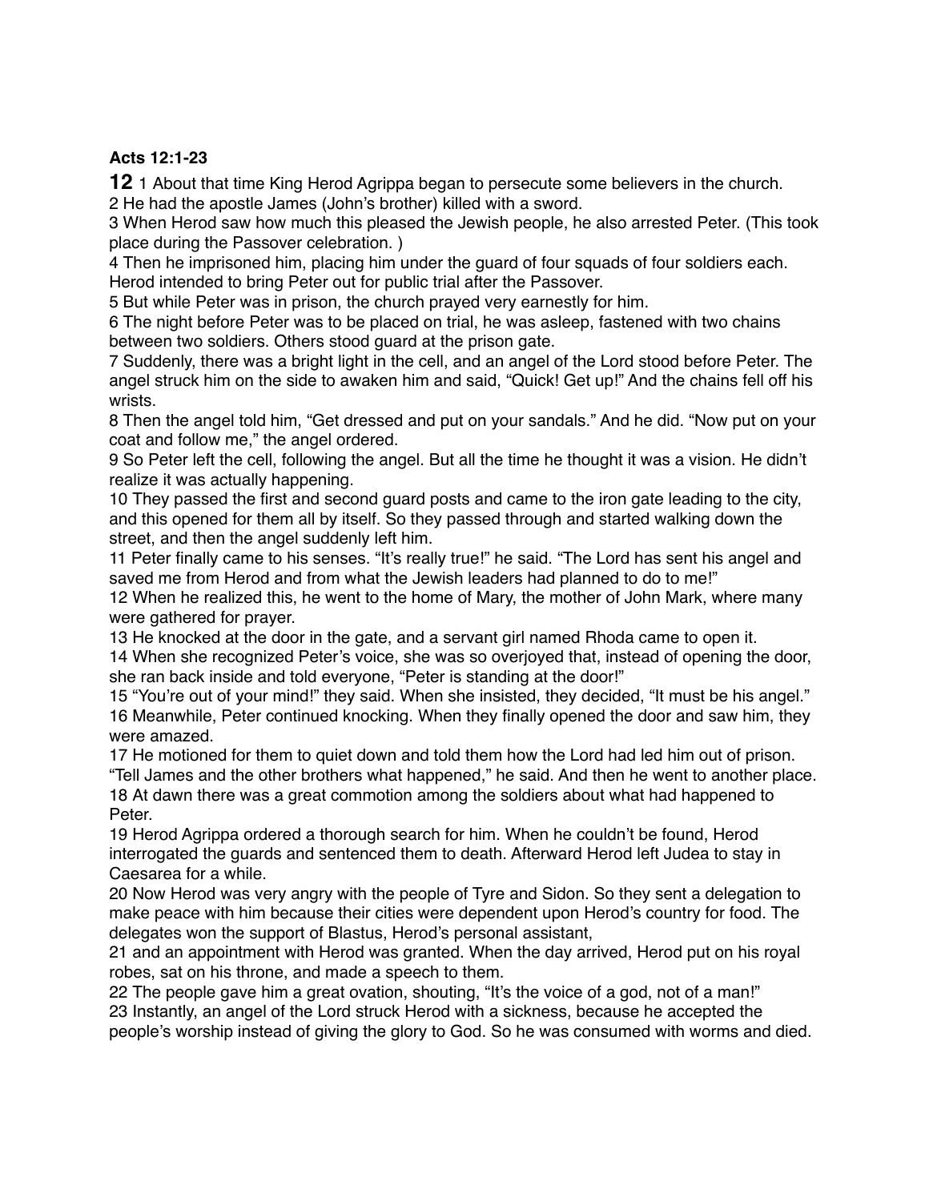**Acts 12:1-23**

**12** 1 About that time King Herod Agrippa began to persecute some believers in the church.
2 He had the apostle James (John's brother) killed with a sword.
3 When Herod saw how much this pleased the Jewish people, he also arrested Peter. (This took place during the Passover celebration. )
4 Then he imprisoned him, placing him under the guard of four squads of four soldiers each. Herod intended to bring Peter out for public trial after the Passover.
5 But while Peter was in prison, the church prayed very earnestly for him.
6 The night before Peter was to be placed on trial, he was asleep, fastened with two chains between two soldiers. Others stood guard at the prison gate.
7 Suddenly, there was a bright light in the cell, and an angel of the Lord stood before Peter. The angel struck him on the side to awaken him and said, "Quick! Get up!" And the chains fell off his wrists.
8 Then the angel told him, "Get dressed and put on your sandals." And he did. "Now put on your coat and follow me," the angel ordered.
9 So Peter left the cell, following the angel. But all the time he thought it was a vision. He didn't realize it was actually happening.
10 They passed the first and second guard posts and came to the iron gate leading to the city, and this opened for them all by itself. So they passed through and started walking down the street, and then the angel suddenly left him.
11 Peter finally came to his senses. "It's really true!" he said. "The Lord has sent his angel and saved me from Herod and from what the Jewish leaders had planned to do to me!"
12 When he realized this, he went to the home of Mary, the mother of John Mark, where many were gathered for prayer.
13 He knocked at the door in the gate, and a servant girl named Rhoda came to open it.
14 When she recognized Peter's voice, she was so overjoyed that, instead of opening the door, she ran back inside and told everyone, "Peter is standing at the door!"
15 "You're out of your mind!" they said. When she insisted, they decided, "It must be his angel."
16 Meanwhile, Peter continued knocking. When they finally opened the door and saw him, they were amazed.
17 He motioned for them to quiet down and told them how the Lord had led him out of prison. "Tell James and the other brothers what happened," he said. And then he went to another place.
18 At dawn there was a great commotion among the soldiers about what had happened to Peter.
19 Herod Agrippa ordered a thorough search for him. When he couldn't be found, Herod interrogated the guards and sentenced them to death. Afterward Herod left Judea to stay in Caesarea for a while.
20 Now Herod was very angry with the people of Tyre and Sidon. So they sent a delegation to make peace with him because their cities were dependent upon Herod's country for food. The delegates won the support of Blastus, Herod's personal assistant,
21 and an appointment with Herod was granted. When the day arrived, Herod put on his royal robes, sat on his throne, and made a speech to them.
22 The people gave him a great ovation, shouting, "It's the voice of a god, not of a man!"
23 Instantly, an angel of the Lord struck Herod with a sickness, because he accepted the people's worship instead of giving the glory to God. So he was consumed with worms and died.